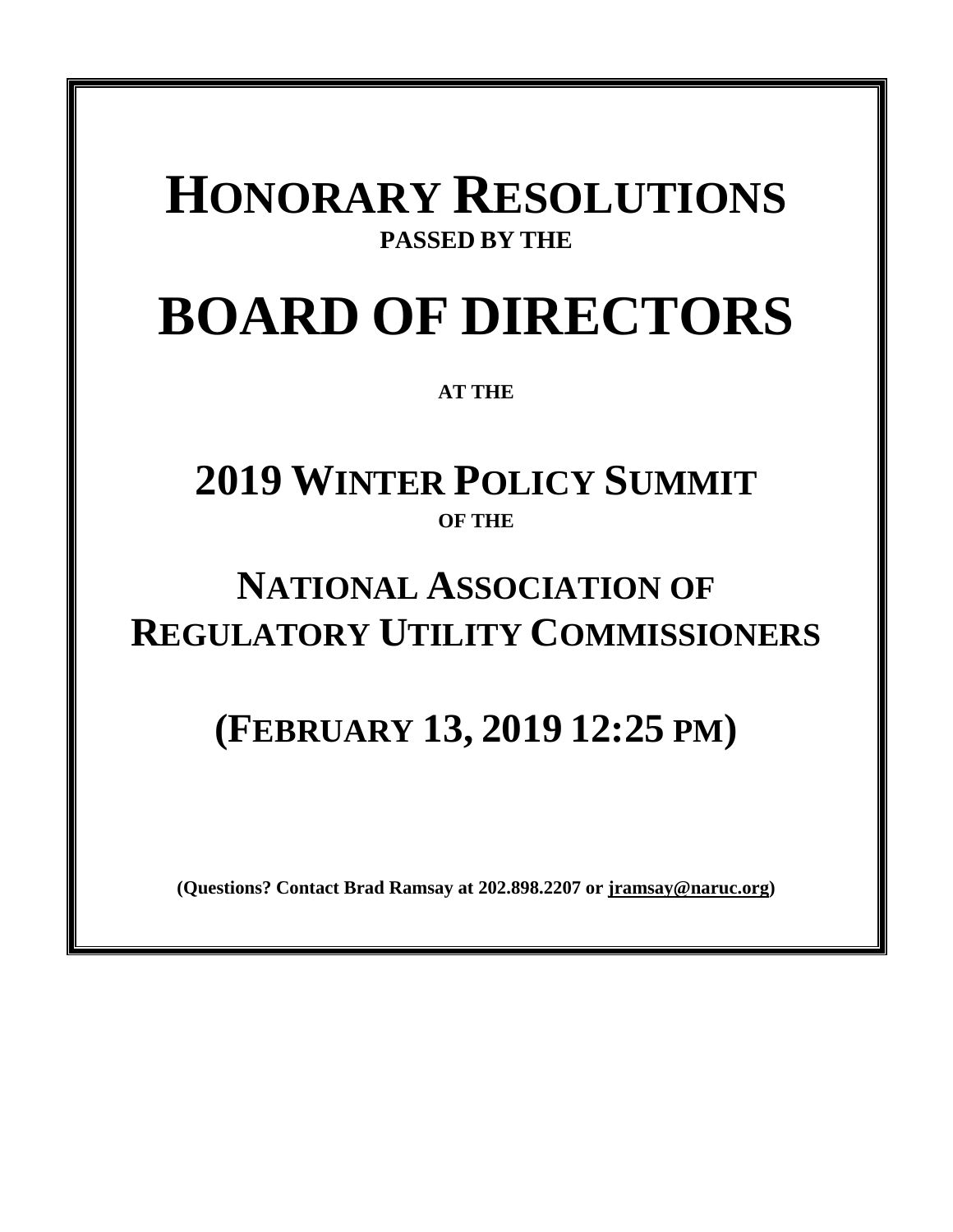# HONORARY RESOLUTIONS

**PASSED BY THE**

# BOARD OF DIRECTORS

**AT THE**

## 2019 WINTER POLICY SUMMIT

**OF THE**

## NATIONAL ASSOCIATION OF REGULATORY UTILITY COMMISSIONERS

## (FEBRUARY 13, 2019 12:25 PM)

**(Questions? Contact Brad Ramsay at 202.898.2207 or jramsay@naruc.org)**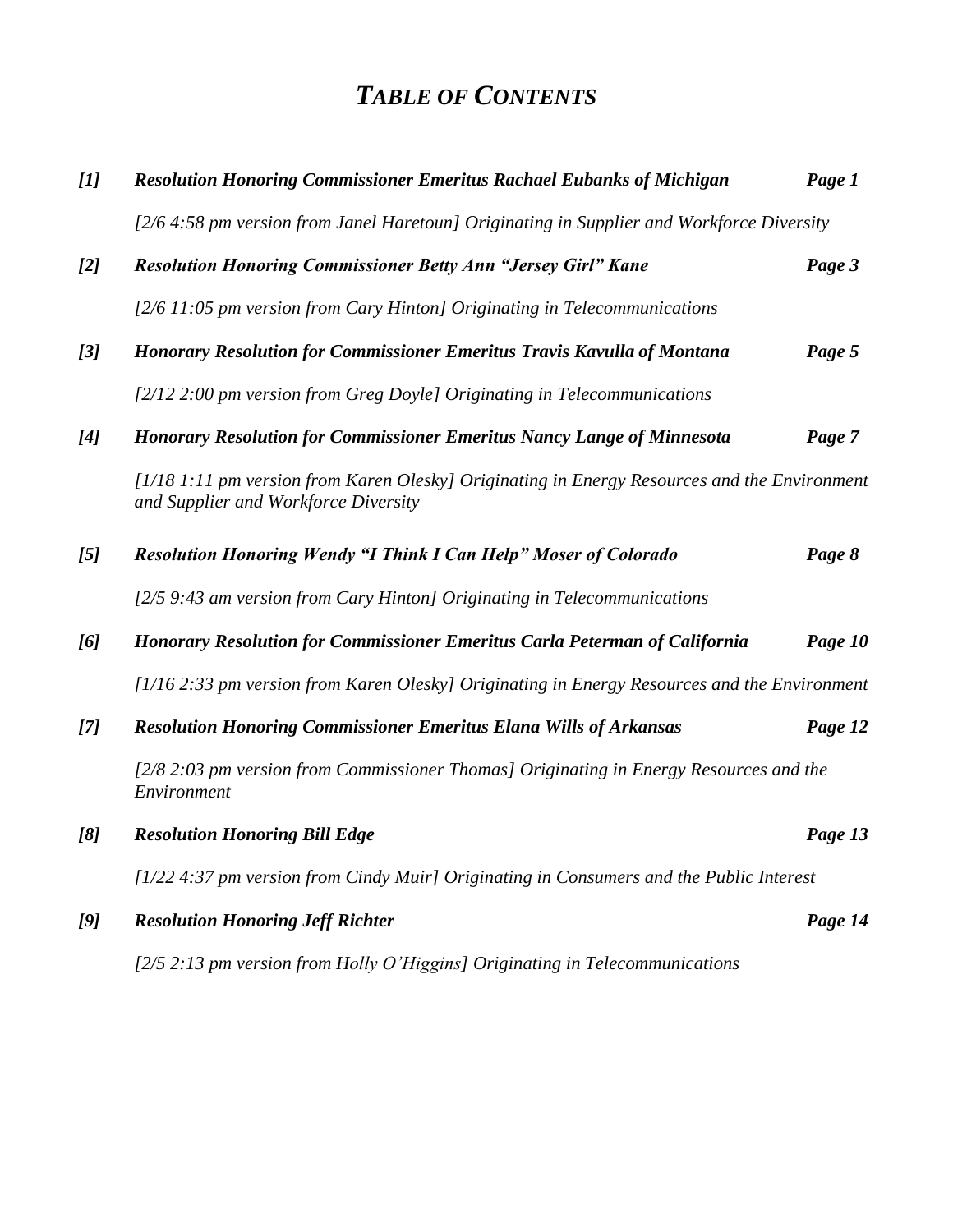# *TABLE OF CONTENTS*

***[1]*** ***Resolution Honoring Commissioner Emeritus Rachael Eubanks of Michigan*** ***Page 1***

*[2/6 4:58 pm version from Janel Haretoun] Originating in Supplier and Workforce Diversity*

***[2]*** ***Resolution Honoring Commissioner Betty Ann "Jersey Girl" Kane*** ***Page 3***

*[2/6 11:05 pm version from Cary Hinton] Originating in Telecommunications*

***[3]*** ***Honorary Resolution for Commissioner Emeritus Travis Kavulla of Montana*** ***Page 5***

*[2/12 2:00 pm version from Greg Doyle] Originating in Telecommunications*

***[4]*** ***Honorary Resolution for Commissioner Emeritus Nancy Lange of Minnesota*** ***Page 7***

*[1/18 1:11 pm version from Karen Olesky] Originating in Energy Resources and the Environment and Supplier and Workforce Diversity*

***[5]*** ***Resolution Honoring Wendy "I Think I Can Help" Moser of Colorado*** ***Page 8***

*[2/5 9:43 am version from Cary Hinton] Originating in Telecommunications*

***[6]*** ***Honorary Resolution for Commissioner Emeritus Carla Peterman of California*** ***Page 10***

*[1/16 2:33 pm version from Karen Olesky] Originating in Energy Resources and the Environment*

***[7]*** ***Resolution Honoring Commissioner Emeritus Elana Wills of Arkansas*** ***Page 12***

*[2/8 2:03 pm version from Commissioner Thomas] Originating in Energy Resources and the Environment*

***[8]*** ***Resolution Honoring Bill Edge*** ***Page 13***

*[1/22 4:37 pm version from Cindy Muir] Originating in Consumers and the Public Interest*

***[9]*** ***Resolution Honoring Jeff Richter*** ***Page 14***

*[2/5 2:13 pm version from Holly O'Higgins] Originating in Telecommunications*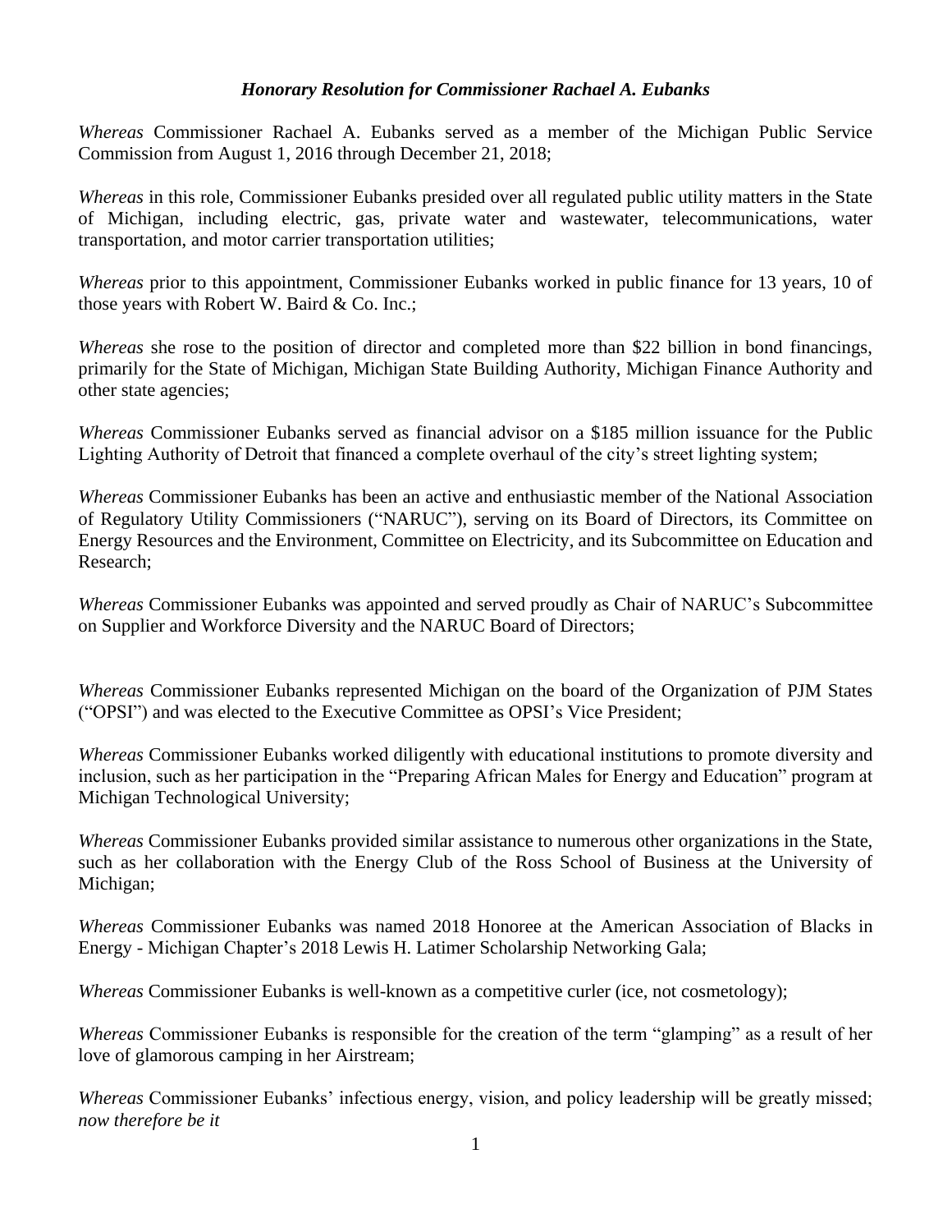***Honorary Resolution for Commissioner Rachael A. Eubanks***

*Whereas* Commissioner Rachael A. Eubanks served as a member of the Michigan Public Service Commission from August 1, 2016 through December 21, 2018;

*Whereas* in this role, Commissioner Eubanks presided over all regulated public utility matters in the State of Michigan, including electric, gas, private water and wastewater, telecommunications, water transportation, and motor carrier transportation utilities;

*Whereas* prior to this appointment, Commissioner Eubanks worked in public finance for 13 years, 10 of those years with Robert W. Baird & Co. Inc.;

*Whereas* she rose to the position of director and completed more than $22 billion in bond financings, primarily for the State of Michigan, Michigan State Building Authority, Michigan Finance Authority and other state agencies;

*Whereas* Commissioner Eubanks served as financial advisor on a $185 million issuance for the Public Lighting Authority of Detroit that financed a complete overhaul of the city's street lighting system;

*Whereas* Commissioner Eubanks has been an active and enthusiastic member of the National Association of Regulatory Utility Commissioners ("NARUC"), serving on its Board of Directors, its Committee on Energy Resources and the Environment, Committee on Electricity, and its Subcommittee on Education and Research;

*Whereas* Commissioner Eubanks was appointed and served proudly as Chair of NARUC's Subcommittee on Supplier and Workforce Diversity and the NARUC Board of Directors;

*Whereas* Commissioner Eubanks represented Michigan on the board of the Organization of PJM States ("OPSI") and was elected to the Executive Committee as OPSI's Vice President;

*Whereas* Commissioner Eubanks worked diligently with educational institutions to promote diversity and inclusion, such as her participation in the "Preparing African Males for Energy and Education" program at Michigan Technological University;

*Whereas* Commissioner Eubanks provided similar assistance to numerous other organizations in the State, such as her collaboration with the Energy Club of the Ross School of Business at the University of Michigan;

*Whereas* Commissioner Eubanks was named 2018 Honoree at the American Association of Blacks in Energy - Michigan Chapter's 2018 Lewis H. Latimer Scholarship Networking Gala;

*Whereas* Commissioner Eubanks is well-known as a competitive curler (ice, not cosmetology);

*Whereas* Commissioner Eubanks is responsible for the creation of the term "glamping" as a result of her love of glamorous camping in her Airstream;

*Whereas* Commissioner Eubanks' infectious energy, vision, and policy leadership will be greatly missed; *now therefore be it*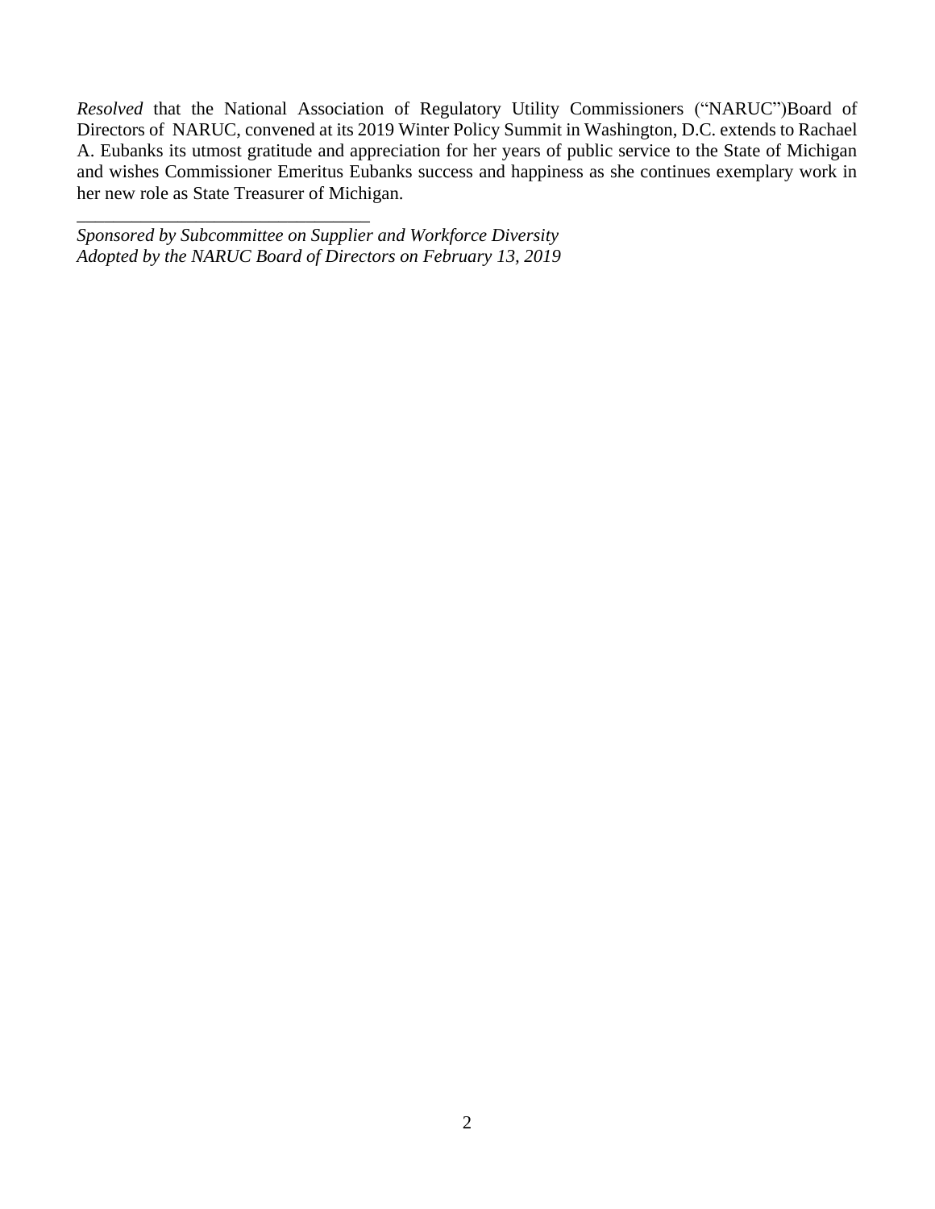*Resolved* that the National Association of Regulatory Utility Commissioners ("NARUC")Board of Directors of NARUC, convened at its 2019 Winter Policy Summit in Washington, D.C. extends to Rachael A. Eubanks its utmost gratitude and appreciation for her years of public service to the State of Michigan and wishes Commissioner Emeritus Eubanks success and happiness as she continues exemplary work in her new role as State Treasurer of Michigan.

_________________________________

*Sponsored by Subcommittee on Supplier and Workforce Diversity*
*Adopted by the NARUC Board of Directors on February 13, 2019*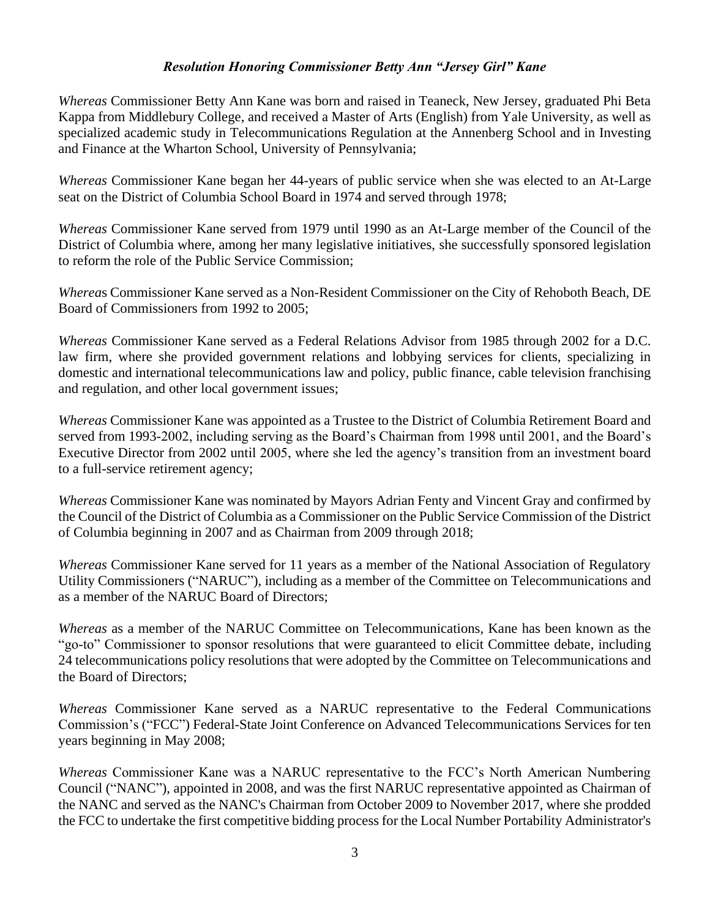***Resolution Honoring Commissioner Betty Ann "Jersey Girl" Kane***

*Whereas* Commissioner Betty Ann Kane was born and raised in Teaneck, New Jersey, graduated Phi Beta Kappa from Middlebury College, and received a Master of Arts (English) from Yale University, as well as specialized academic study in Telecommunications Regulation at the Annenberg School and in Investing and Finance at the Wharton School, University of Pennsylvania;

*Whereas* Commissioner Kane began her 44-years of public service when she was elected to an At-Large seat on the District of Columbia School Board in 1974 and served through 1978;

*Whereas* Commissioner Kane served from 1979 until 1990 as an At-Large member of the Council of the District of Columbia where, among her many legislative initiatives, she successfully sponsored legislation to reform the role of the Public Service Commission;

*Whereas* Commissioner Kane served as a Non-Resident Commissioner on the City of Rehoboth Beach, DE Board of Commissioners from 1992 to 2005;

*Whereas* Commissioner Kane served as a Federal Relations Advisor from 1985 through 2002 for a D.C. law firm, where she provided government relations and lobbying services for clients, specializing in domestic and international telecommunications law and policy, public finance, cable television franchising and regulation, and other local government issues;

*Whereas* Commissioner Kane was appointed as a Trustee to the District of Columbia Retirement Board and served from 1993-2002, including serving as the Board's Chairman from 1998 until 2001, and the Board's Executive Director from 2002 until 2005, where she led the agency's transition from an investment board to a full-service retirement agency;

*Whereas* Commissioner Kane was nominated by Mayors Adrian Fenty and Vincent Gray and confirmed by the Council of the District of Columbia as a Commissioner on the Public Service Commission of the District of Columbia beginning in 2007 and as Chairman from 2009 through 2018;

*Whereas* Commissioner Kane served for 11 years as a member of the National Association of Regulatory Utility Commissioners ("NARUC"), including as a member of the Committee on Telecommunications and as a member of the NARUC Board of Directors;

*Whereas* as a member of the NARUC Committee on Telecommunications, Kane has been known as the "go-to" Commissioner to sponsor resolutions that were guaranteed to elicit Committee debate, including 24 telecommunications policy resolutions that were adopted by the Committee on Telecommunications and the Board of Directors;

*Whereas* Commissioner Kane served as a NARUC representative to the Federal Communications Commission's ("FCC") Federal-State Joint Conference on Advanced Telecommunications Services for ten years beginning in May 2008;

*Whereas* Commissioner Kane was a NARUC representative to the FCC's North American Numbering Council ("NANC"), appointed in 2008, and was the first NARUC representative appointed as Chairman of the NANC and served as the NANC's Chairman from October 2009 to November 2017, where she prodded the FCC to undertake the first competitive bidding process for the Local Number Portability Administrator's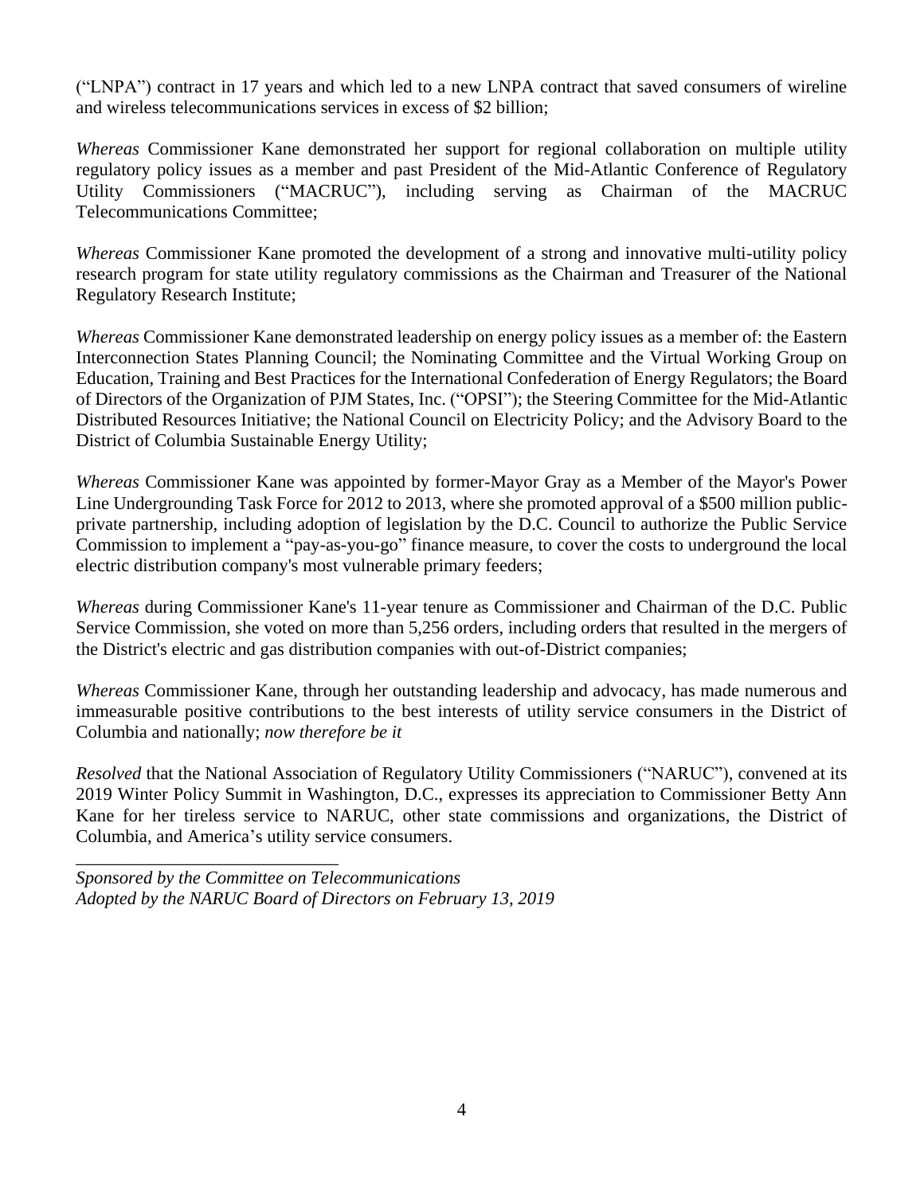("LNPA") contract in 17 years and which led to a new LNPA contract that saved consumers of wireline and wireless telecommunications services in excess of $2 billion;

*Whereas* Commissioner Kane demonstrated her support for regional collaboration on multiple utility regulatory policy issues as a member and past President of the Mid-Atlantic Conference of Regulatory Utility Commissioners ("MACRUC"), including serving as Chairman of the MACRUC Telecommunications Committee;

*Whereas* Commissioner Kane promoted the development of a strong and innovative multi-utility policy research program for state utility regulatory commissions as the Chairman and Treasurer of the National Regulatory Research Institute;

*Whereas* Commissioner Kane demonstrated leadership on energy policy issues as a member of: the Eastern Interconnection States Planning Council; the Nominating Committee and the Virtual Working Group on Education, Training and Best Practices for the International Confederation of Energy Regulators; the Board of Directors of the Organization of PJM States, Inc. ("OPSI"); the Steering Committee for the Mid-Atlantic Distributed Resources Initiative; the National Council on Electricity Policy; and the Advisory Board to the District of Columbia Sustainable Energy Utility;

*Whereas* Commissioner Kane was appointed by former-Mayor Gray as a Member of the Mayor's Power Line Undergrounding Task Force for 2012 to 2013, where she promoted approval of a $500 million public-private partnership, including adoption of legislation by the D.C. Council to authorize the Public Service Commission to implement a "pay-as-you-go" finance measure, to cover the costs to underground the local electric distribution company's most vulnerable primary feeders;

*Whereas* during Commissioner Kane's 11-year tenure as Commissioner and Chairman of the D.C. Public Service Commission, she voted on more than 5,256 orders, including orders that resulted in the mergers of the District's electric and gas distribution companies with out-of-District companies;

*Whereas* Commissioner Kane, through her outstanding leadership and advocacy, has made numerous and immeasurable positive contributions to the best interests of utility service consumers in the District of Columbia and nationally; *now therefore be it*

*Resolved* that the National Association of Regulatory Utility Commissioners ("NARUC"), convened at its 2019 Winter Policy Summit in Washington, D.C., expresses its appreciation to Commissioner Betty Ann Kane for her tireless service to NARUC, other state commissions and organizations, the District of Columbia, and America's utility service consumers.

\_\_\_\_\_\_\_\_\_\_\_\_\_\_\_\_\_\_\_\_\_\_\_\_\_\_\_\_\_\_

*Sponsored by the Committee on Telecommunications*
*Adopted by the NARUC Board of Directors on February 13, 2019*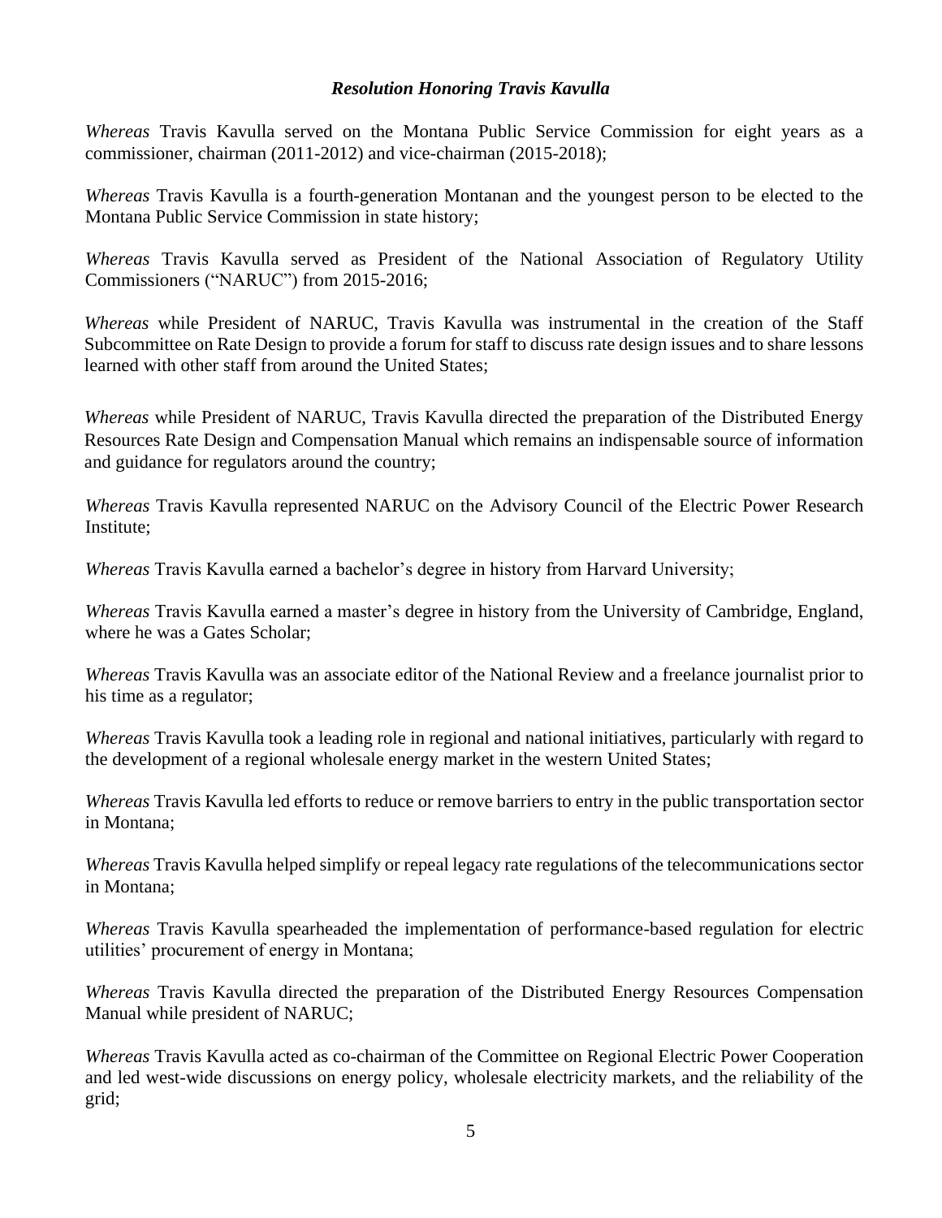***Resolution Honoring Travis Kavulla***

*Whereas* Travis Kavulla served on the Montana Public Service Commission for eight years as a commissioner, chairman (2011-2012) and vice-chairman (2015-2018);

*Whereas* Travis Kavulla is a fourth-generation Montanan and the youngest person to be elected to the Montana Public Service Commission in state history;

*Whereas* Travis Kavulla served as President of the National Association of Regulatory Utility Commissioners ("NARUC") from 2015-2016;

*Whereas* while President of NARUC, Travis Kavulla was instrumental in the creation of the Staff Subcommittee on Rate Design to provide a forum for staff to discuss rate design issues and to share lessons learned with other staff from around the United States;

*Whereas* while President of NARUC, Travis Kavulla directed the preparation of the Distributed Energy Resources Rate Design and Compensation Manual which remains an indispensable source of information and guidance for regulators around the country;

*Whereas* Travis Kavulla represented NARUC on the Advisory Council of the Electric Power Research Institute;

*Whereas* Travis Kavulla earned a bachelor's degree in history from Harvard University;

*Whereas* Travis Kavulla earned a master's degree in history from the University of Cambridge, England, where he was a Gates Scholar;

*Whereas* Travis Kavulla was an associate editor of the National Review and a freelance journalist prior to his time as a regulator;

*Whereas* Travis Kavulla took a leading role in regional and national initiatives, particularly with regard to the development of a regional wholesale energy market in the western United States;

*Whereas* Travis Kavulla led efforts to reduce or remove barriers to entry in the public transportation sector in Montana;

*Whereas* Travis Kavulla helped simplify or repeal legacy rate regulations of the telecommunications sector in Montana;

*Whereas* Travis Kavulla spearheaded the implementation of performance-based regulation for electric utilities' procurement of energy in Montana;

*Whereas* Travis Kavulla directed the preparation of the Distributed Energy Resources Compensation Manual while president of NARUC;

*Whereas* Travis Kavulla acted as co-chairman of the Committee on Regional Electric Power Cooperation and led west-wide discussions on energy policy, wholesale electricity markets, and the reliability of the grid;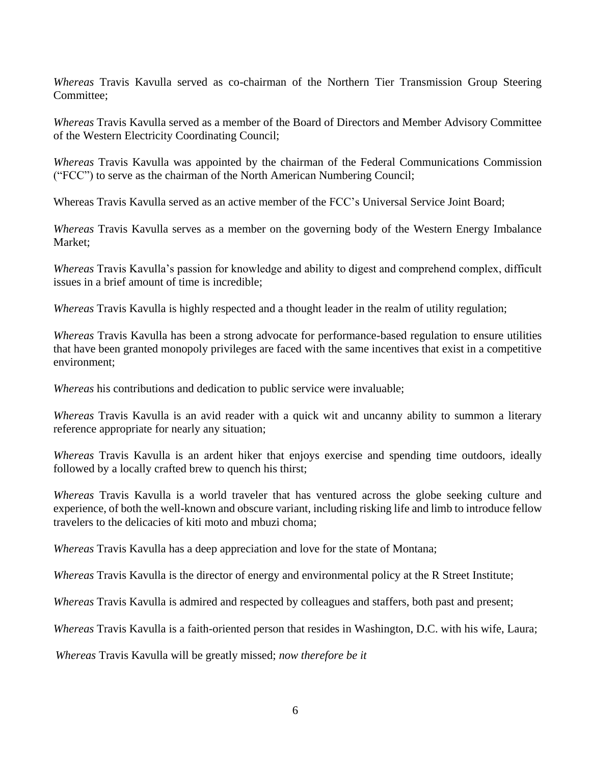*Whereas* Travis Kavulla served as co-chairman of the Northern Tier Transmission Group Steering Committee;

*Whereas* Travis Kavulla served as a member of the Board of Directors and Member Advisory Committee of the Western Electricity Coordinating Council;

*Whereas* Travis Kavulla was appointed by the chairman of the Federal Communications Commission ("FCC") to serve as the chairman of the North American Numbering Council;

Whereas Travis Kavulla served as an active member of the FCC's Universal Service Joint Board;

*Whereas* Travis Kavulla serves as a member on the governing body of the Western Energy Imbalance Market;

*Whereas* Travis Kavulla's passion for knowledge and ability to digest and comprehend complex, difficult issues in a brief amount of time is incredible;

*Whereas* Travis Kavulla is highly respected and a thought leader in the realm of utility regulation;

*Whereas* Travis Kavulla has been a strong advocate for performance-based regulation to ensure utilities that have been granted monopoly privileges are faced with the same incentives that exist in a competitive environment;

*Whereas* his contributions and dedication to public service were invaluable;

*Whereas* Travis Kavulla is an avid reader with a quick wit and uncanny ability to summon a literary reference appropriate for nearly any situation;

*Whereas* Travis Kavulla is an ardent hiker that enjoys exercise and spending time outdoors, ideally followed by a locally crafted brew to quench his thirst;

*Whereas* Travis Kavulla is a world traveler that has ventured across the globe seeking culture and experience, of both the well-known and obscure variant, including risking life and limb to introduce fellow travelers to the delicacies of kiti moto and mbuzi choma;

*Whereas* Travis Kavulla has a deep appreciation and love for the state of Montana;

*Whereas* Travis Kavulla is the director of energy and environmental policy at the R Street Institute;

*Whereas* Travis Kavulla is admired and respected by colleagues and staffers, both past and present;

*Whereas* Travis Kavulla is a faith-oriented person that resides in Washington, D.C. with his wife, Laura;

*Whereas* Travis Kavulla will be greatly missed; *now therefore be it*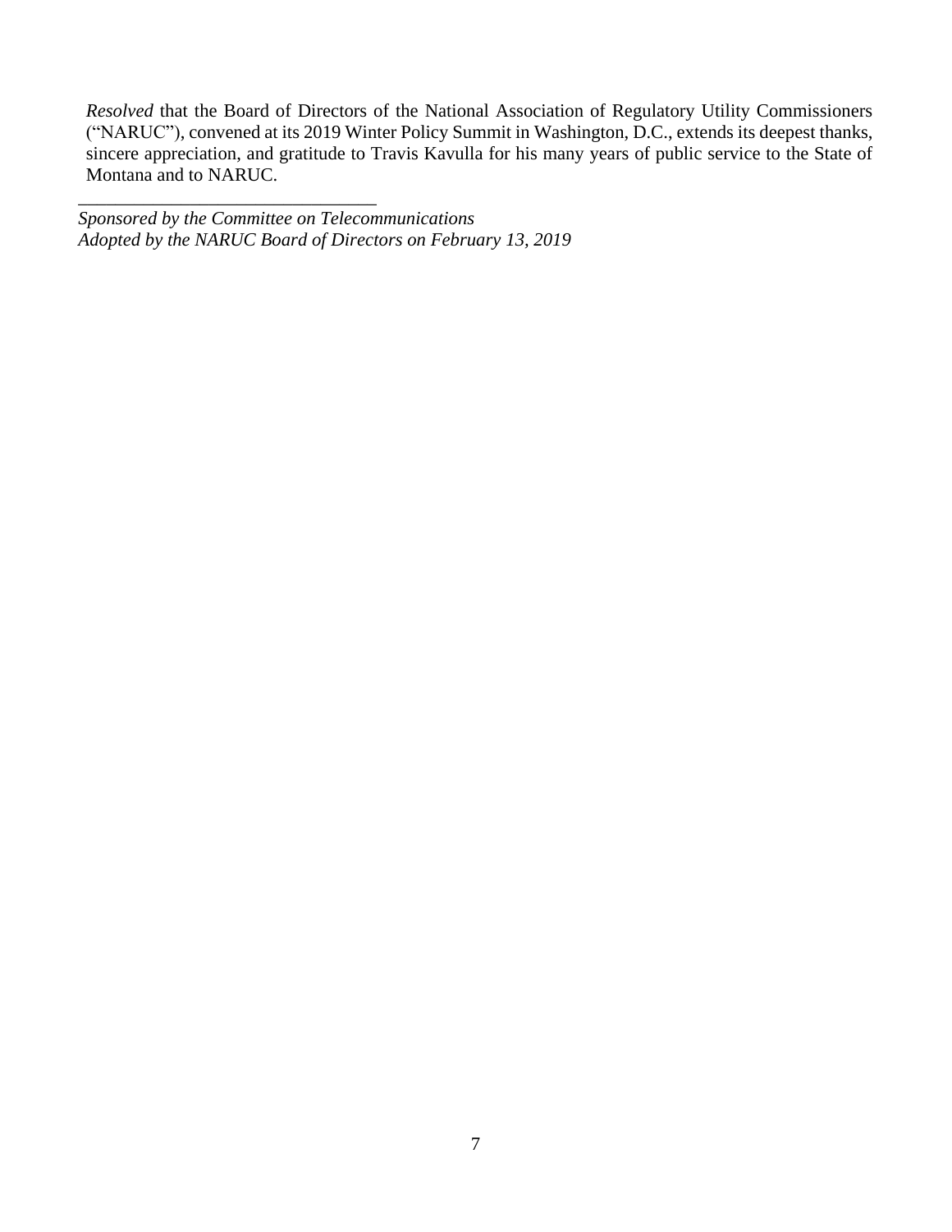*Resolved* that the Board of Directors of the National Association of Regulatory Utility Commissioners ("NARUC"), convened at its 2019 Winter Policy Summit in Washington, D.C., extends its deepest thanks, sincere appreciation, and gratitude to Travis Kavulla for his many years of public service to the State of Montana and to NARUC.

---

*Sponsored by the Committee on Telecommunications*
*Adopted by the NARUC Board of Directors on February 13, 2019*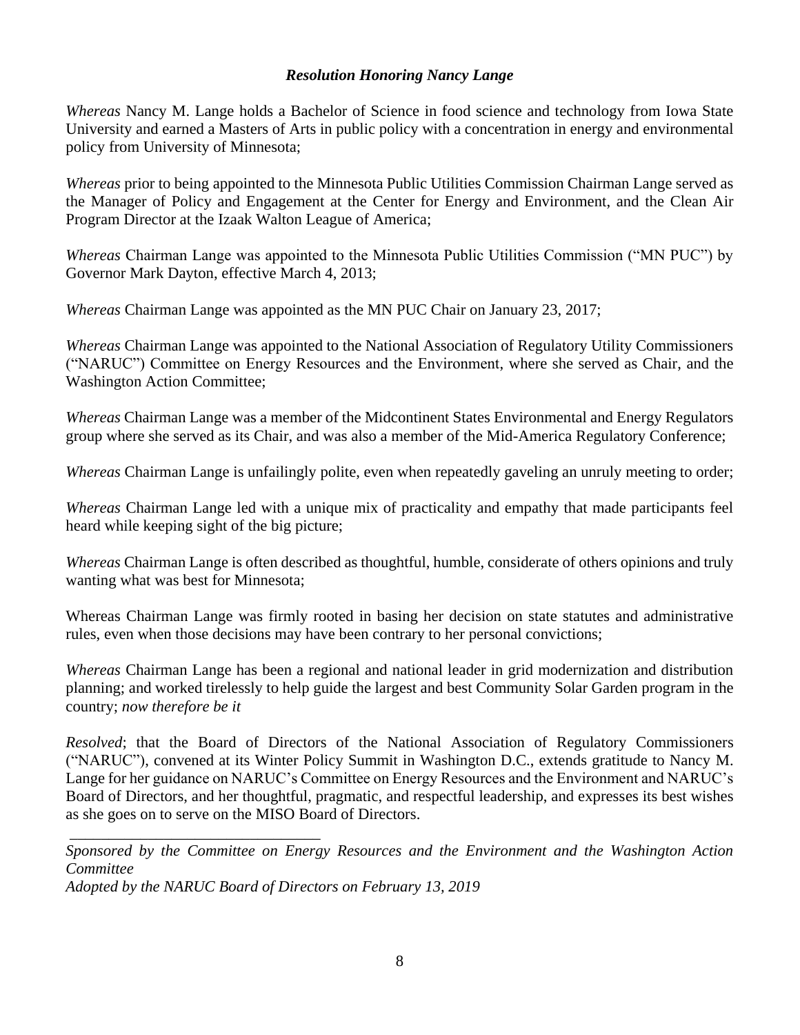### *Resolution Honoring Nancy Lange*

*Whereas* Nancy M. Lange holds a Bachelor of Science in food science and technology from Iowa State University and earned a Masters of Arts in public policy with a concentration in energy and environmental policy from University of Minnesota;

*Whereas* prior to being appointed to the Minnesota Public Utilities Commission Chairman Lange served as the Manager of Policy and Engagement at the Center for Energy and Environment, and the Clean Air Program Director at the Izaak Walton League of America;

*Whereas* Chairman Lange was appointed to the Minnesota Public Utilities Commission ("MN PUC") by Governor Mark Dayton, effective March 4, 2013;

*Whereas* Chairman Lange was appointed as the MN PUC Chair on January 23, 2017;

*Whereas* Chairman Lange was appointed to the National Association of Regulatory Utility Commissioners ("NARUC") Committee on Energy Resources and the Environment, where she served as Chair, and the Washington Action Committee;

*Whereas* Chairman Lange was a member of the Midcontinent States Environmental and Energy Regulators group where she served as its Chair, and was also a member of the Mid-America Regulatory Conference;

*Whereas* Chairman Lange is unfailingly polite, even when repeatedly gaveling an unruly meeting to order;

*Whereas* Chairman Lange led with a unique mix of practicality and empathy that made participants feel heard while keeping sight of the big picture;

*Whereas* Chairman Lange is often described as thoughtful, humble, considerate of others opinions and truly wanting what was best for Minnesota;

Whereas Chairman Lange was firmly rooted in basing her decision on state statutes and administrative rules, even when those decisions may have been contrary to her personal convictions;

*Whereas* Chairman Lange has been a regional and national leader in grid modernization and distribution planning; and worked tirelessly to help guide the largest and best Community Solar Garden program in the country; *now therefore be it*

*Resolved*; that the Board of Directors of the National Association of Regulatory Commissioners ("NARUC"), convened at its Winter Policy Summit in Washington D.C., extends gratitude to Nancy M. Lange for her guidance on NARUC's Committee on Energy Resources and the Environment and NARUC's Board of Directors, and her thoughtful, pragmatic, and respectful leadership, and expresses its best wishes as she goes on to serve on the MISO Board of Directors.

---

*Sponsored by the Committee on Energy Resources and the Environment and the Washington Action Committee*
*Adopted by the NARUC Board of Directors on February 13, 2019*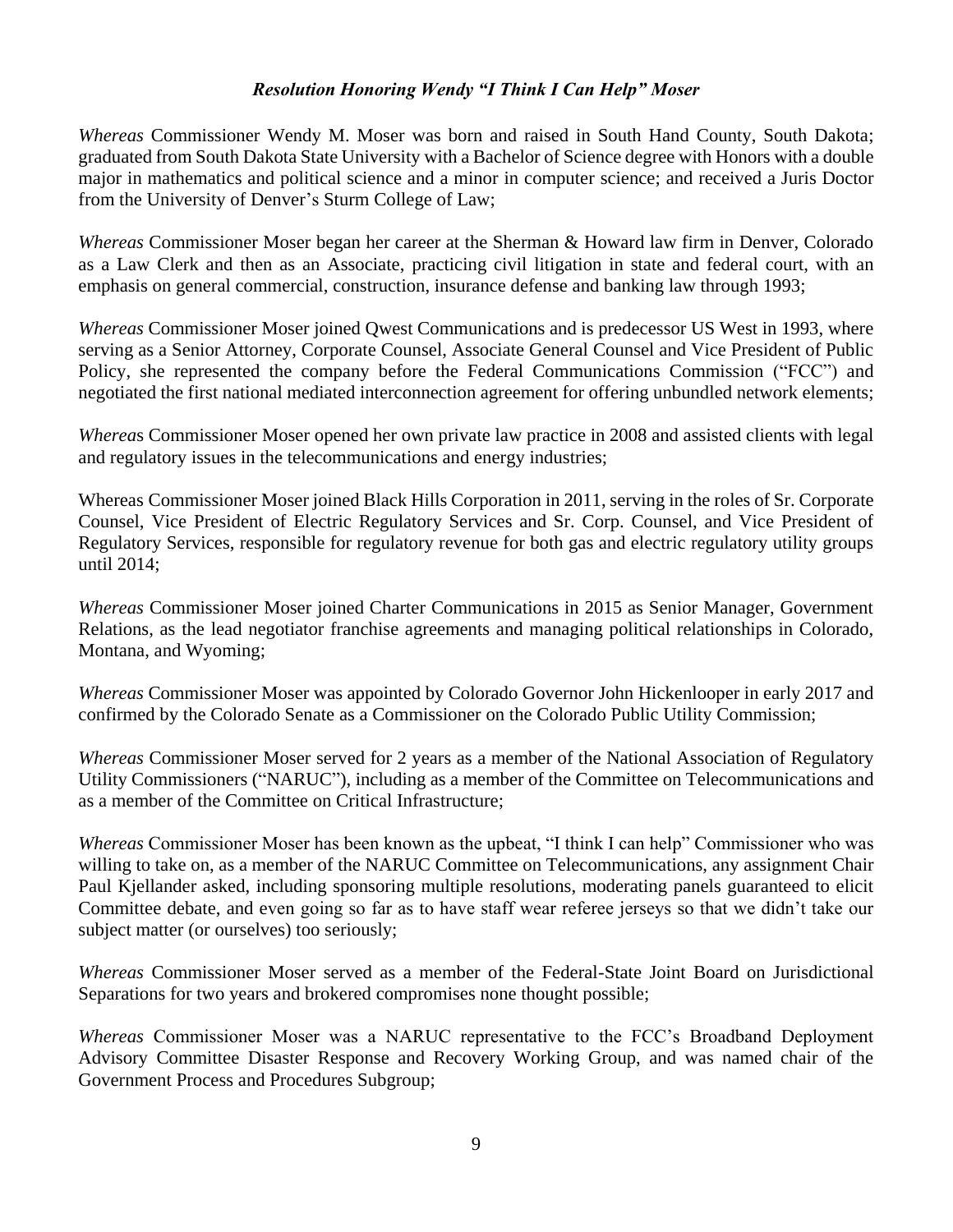### *Resolution Honoring Wendy "I Think I Can Help" Moser*

*Whereas* Commissioner Wendy M. Moser was born and raised in South Hand County, South Dakota; graduated from South Dakota State University with a Bachelor of Science degree with Honors with a double major in mathematics and political science and a minor in computer science; and received a Juris Doctor from the University of Denver's Sturm College of Law;

*Whereas* Commissioner Moser began her career at the Sherman & Howard law firm in Denver, Colorado as a Law Clerk and then as an Associate, practicing civil litigation in state and federal court, with an emphasis on general commercial, construction, insurance defense and banking law through 1993;

*Whereas* Commissioner Moser joined Qwest Communications and is predecessor US West in 1993, where serving as a Senior Attorney, Corporate Counsel, Associate General Counsel and Vice President of Public Policy, she represented the company before the Federal Communications Commission ("FCC") and negotiated the first national mediated interconnection agreement for offering unbundled network elements;

*Whereas* Commissioner Moser opened her own private law practice in 2008 and assisted clients with legal and regulatory issues in the telecommunications and energy industries;

Whereas Commissioner Moser joined Black Hills Corporation in 2011, serving in the roles of Sr. Corporate Counsel, Vice President of Electric Regulatory Services and Sr. Corp. Counsel, and Vice President of Regulatory Services, responsible for regulatory revenue for both gas and electric regulatory utility groups until 2014;

*Whereas* Commissioner Moser joined Charter Communications in 2015 as Senior Manager, Government Relations, as the lead negotiator franchise agreements and managing political relationships in Colorado, Montana, and Wyoming;

*Whereas* Commissioner Moser was appointed by Colorado Governor John Hickenlooper in early 2017 and confirmed by the Colorado Senate as a Commissioner on the Colorado Public Utility Commission;

*Whereas* Commissioner Moser served for 2 years as a member of the National Association of Regulatory Utility Commissioners ("NARUC"), including as a member of the Committee on Telecommunications and as a member of the Committee on Critical Infrastructure;

*Whereas* Commissioner Moser has been known as the upbeat, "I think I can help" Commissioner who was willing to take on, as a member of the NARUC Committee on Telecommunications, any assignment Chair Paul Kjellander asked, including sponsoring multiple resolutions, moderating panels guaranteed to elicit Committee debate, and even going so far as to have staff wear referee jerseys so that we didn't take our subject matter (or ourselves) too seriously;

*Whereas* Commissioner Moser served as a member of the Federal-State Joint Board on Jurisdictional Separations for two years and brokered compromises none thought possible;

*Whereas* Commissioner Moser was a NARUC representative to the FCC's Broadband Deployment Advisory Committee Disaster Response and Recovery Working Group, and was named chair of the Government Process and Procedures Subgroup;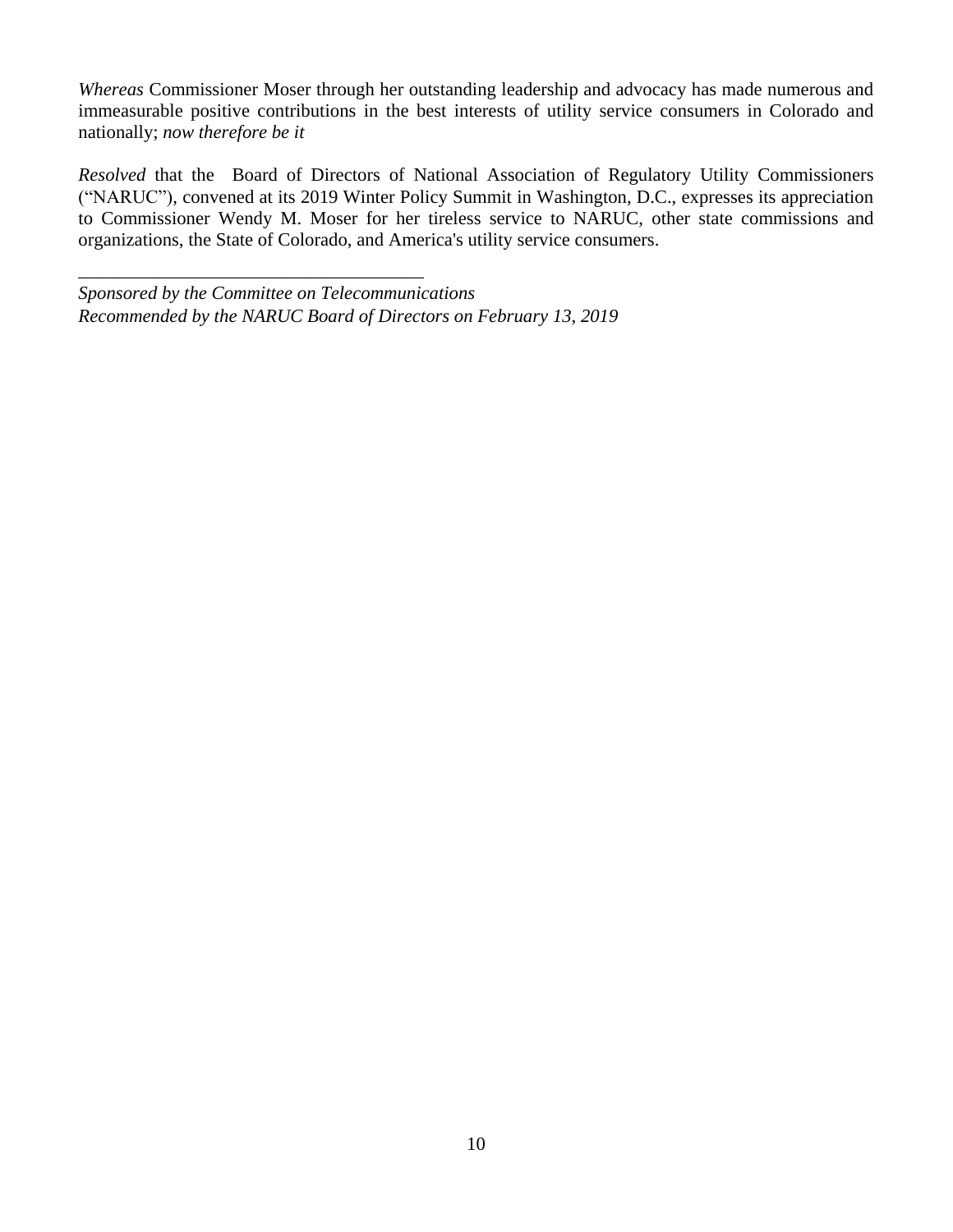*Whereas* Commissioner Moser through her outstanding leadership and advocacy has made numerous and immeasurable positive contributions in the best interests of utility service consumers in Colorado and nationally; *now therefore be it*

*Resolved* that the Board of Directors of National Association of Regulatory Utility Commissioners ("NARUC"), convened at its 2019 Winter Policy Summit in Washington, D.C., expresses its appreciation to Commissioner Wendy M. Moser for her tireless service to NARUC, other state commissions and organizations, the State of Colorado, and America's utility service consumers.

---

*Sponsored by the Committee on Telecommunications*
*Recommended by the NARUC Board of Directors on February 13, 2019*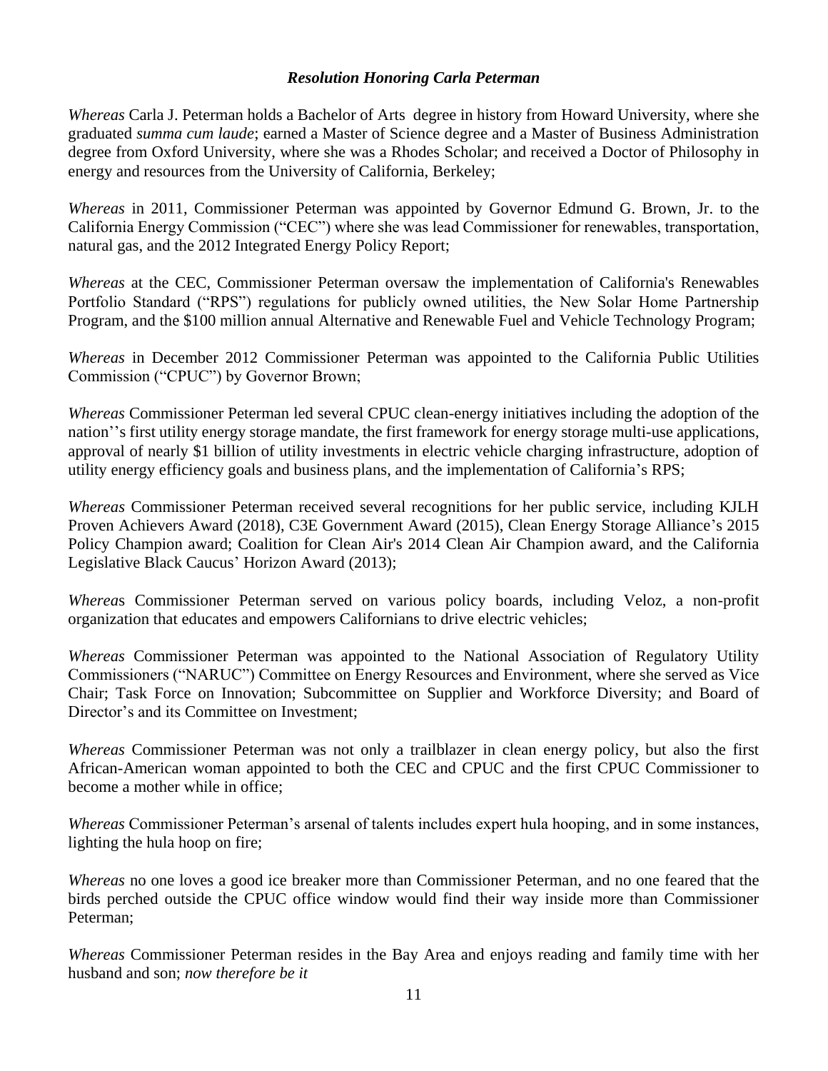### *Resolution Honoring Carla Peterman*

*Whereas* Carla J. Peterman holds a Bachelor of Arts  degree in history from Howard University, where she graduated *summa cum laude*; earned a Master of Science degree and a Master of Business Administration degree from Oxford University, where she was a Rhodes Scholar; and received a Doctor of Philosophy in energy and resources from the University of California, Berkeley;

*Whereas* in 2011, Commissioner Peterman was appointed by Governor Edmund G. Brown, Jr. to the California Energy Commission ("CEC") where she was lead Commissioner for renewables, transportation, natural gas, and the 2012 Integrated Energy Policy Report;

*Whereas* at the CEC, Commissioner Peterman oversaw the implementation of California's Renewables Portfolio Standard ("RPS") regulations for publicly owned utilities, the New Solar Home Partnership Program, and the $100 million annual Alternative and Renewable Fuel and Vehicle Technology Program;

*Whereas* in December 2012 Commissioner Peterman was appointed to the California Public Utilities Commission ("CPUC") by Governor Brown;

*Whereas* Commissioner Peterman led several CPUC clean-energy initiatives including the adoption of the nation''s first utility energy storage mandate, the first framework for energy storage multi-use applications, approval of nearly $1 billion of utility investments in electric vehicle charging infrastructure, adoption of utility energy efficiency goals and business plans, and the implementation of California's RPS;

*Whereas* Commissioner Peterman received several recognitions for her public service, including KJLH Proven Achievers Award (2018), C3E Government Award (2015), Clean Energy Storage Alliance's 2015 Policy Champion award; Coalition for Clean Air's 2014 Clean Air Champion award, and the California Legislative Black Caucus' Horizon Award (2013);

*Whereas* Commissioner Peterman served on various policy boards, including Veloz, a non-profit organization that educates and empowers Californians to drive electric vehicles;

*Whereas* Commissioner Peterman was appointed to the National Association of Regulatory Utility Commissioners ("NARUC") Committee on Energy Resources and Environment, where she served as Vice Chair; Task Force on Innovation; Subcommittee on Supplier and Workforce Diversity; and Board of Director's and its Committee on Investment;

*Whereas* Commissioner Peterman was not only a trailblazer in clean energy policy, but also the first African-American woman appointed to both the CEC and CPUC and the first CPUC Commissioner to become a mother while in office;

*Whereas* Commissioner Peterman's arsenal of talents includes expert hula hooping, and in some instances, lighting the hula hoop on fire;

*Whereas* no one loves a good ice breaker more than Commissioner Peterman, and no one feared that the birds perched outside the CPUC office window would find their way inside more than Commissioner Peterman;

*Whereas* Commissioner Peterman resides in the Bay Area and enjoys reading and family time with her husband and son; *now therefore be it*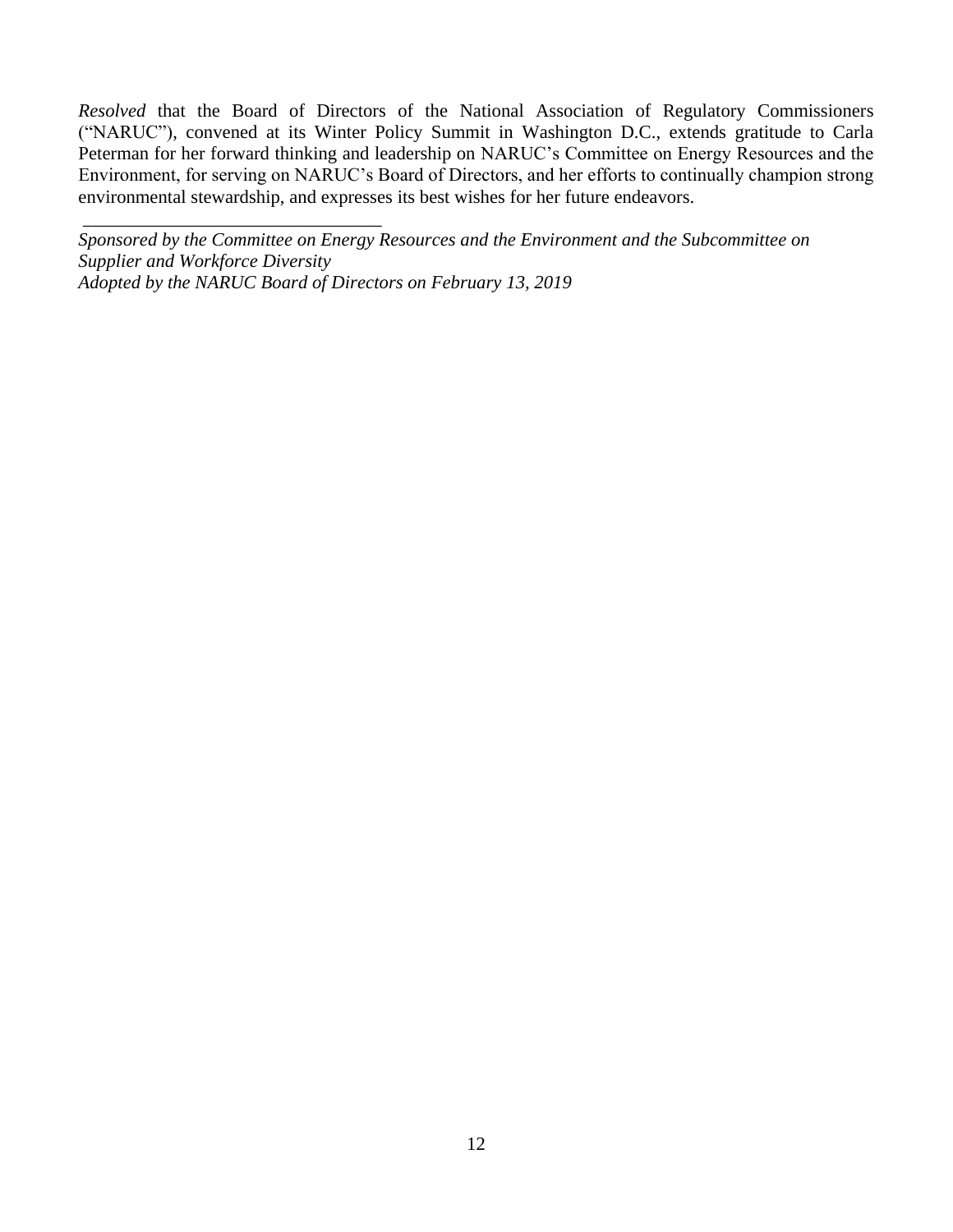*Resolved* that the Board of Directors of the National Association of Regulatory Commissioners ("NARUC"), convened at its Winter Policy Summit in Washington D.C., extends gratitude to Carla Peterman for her forward thinking and leadership on NARUC's Committee on Energy Resources and the Environment, for serving on NARUC's Board of Directors, and her efforts to continually champion strong environmental stewardship, and expresses its best wishes for her future endeavors.

_________________________________

*Sponsored by the Committee on Energy Resources and the Environment and the Subcommittee on Supplier and Workforce Diversity*
*Adopted by the NARUC Board of Directors on February 13, 2019*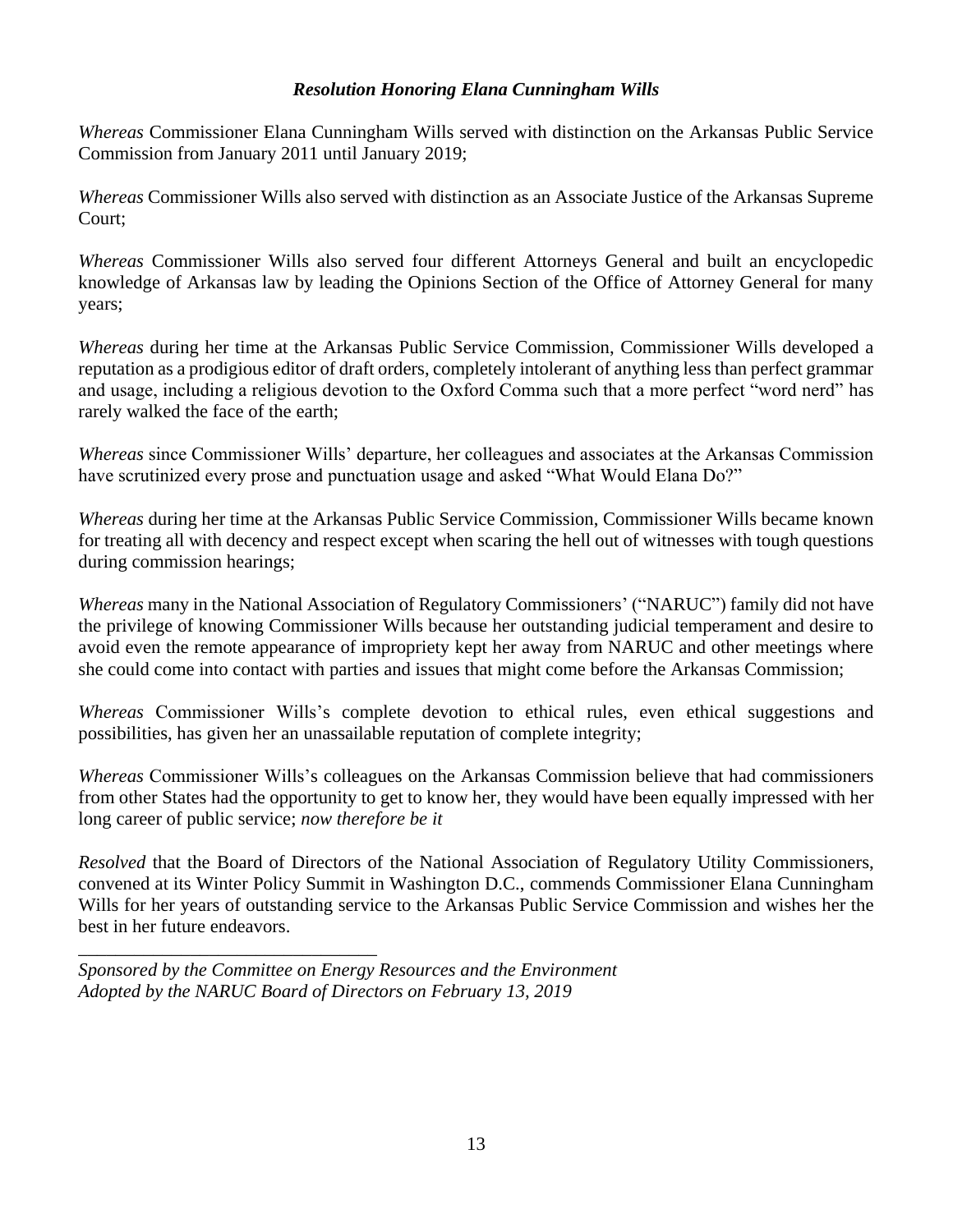### *Resolution Honoring Elana Cunningham Wills*

*Whereas* Commissioner Elana Cunningham Wills served with distinction on the Arkansas Public Service Commission from January 2011 until January 2019;

*Whereas* Commissioner Wills also served with distinction as an Associate Justice of the Arkansas Supreme Court;

*Whereas* Commissioner Wills also served four different Attorneys General and built an encyclopedic knowledge of Arkansas law by leading the Opinions Section of the Office of Attorney General for many years;

*Whereas* during her time at the Arkansas Public Service Commission, Commissioner Wills developed a reputation as a prodigious editor of draft orders, completely intolerant of anything less than perfect grammar and usage, including a religious devotion to the Oxford Comma such that a more perfect "word nerd" has rarely walked the face of the earth;

*Whereas* since Commissioner Wills' departure, her colleagues and associates at the Arkansas Commission have scrutinized every prose and punctuation usage and asked "What Would Elana Do?"

*Whereas* during her time at the Arkansas Public Service Commission, Commissioner Wills became known for treating all with decency and respect except when scaring the hell out of witnesses with tough questions during commission hearings;

*Whereas* many in the National Association of Regulatory Commissioners' ("NARUC") family did not have the privilege of knowing Commissioner Wills because her outstanding judicial temperament and desire to avoid even the remote appearance of impropriety kept her away from NARUC and other meetings where she could come into contact with parties and issues that might come before the Arkansas Commission;

*Whereas* Commissioner Wills's complete devotion to ethical rules, even ethical suggestions and possibilities, has given her an unassailable reputation of complete integrity;

*Whereas* Commissioner Wills's colleagues on the Arkansas Commission believe that had commissioners from other States had the opportunity to get to know her, they would have been equally impressed with her long career of public service; *now therefore be it*

*Resolved* that the Board of Directors of the National Association of Regulatory Utility Commissioners, convened at its Winter Policy Summit in Washington D.C., commends Commissioner Elana Cunningham Wills for her years of outstanding service to the Arkansas Public Service Commission and wishes her the best in her future endeavors.

---

*Sponsored by the Committee on Energy Resources and the Environment*
*Adopted by the NARUC Board of Directors on February 13, 2019*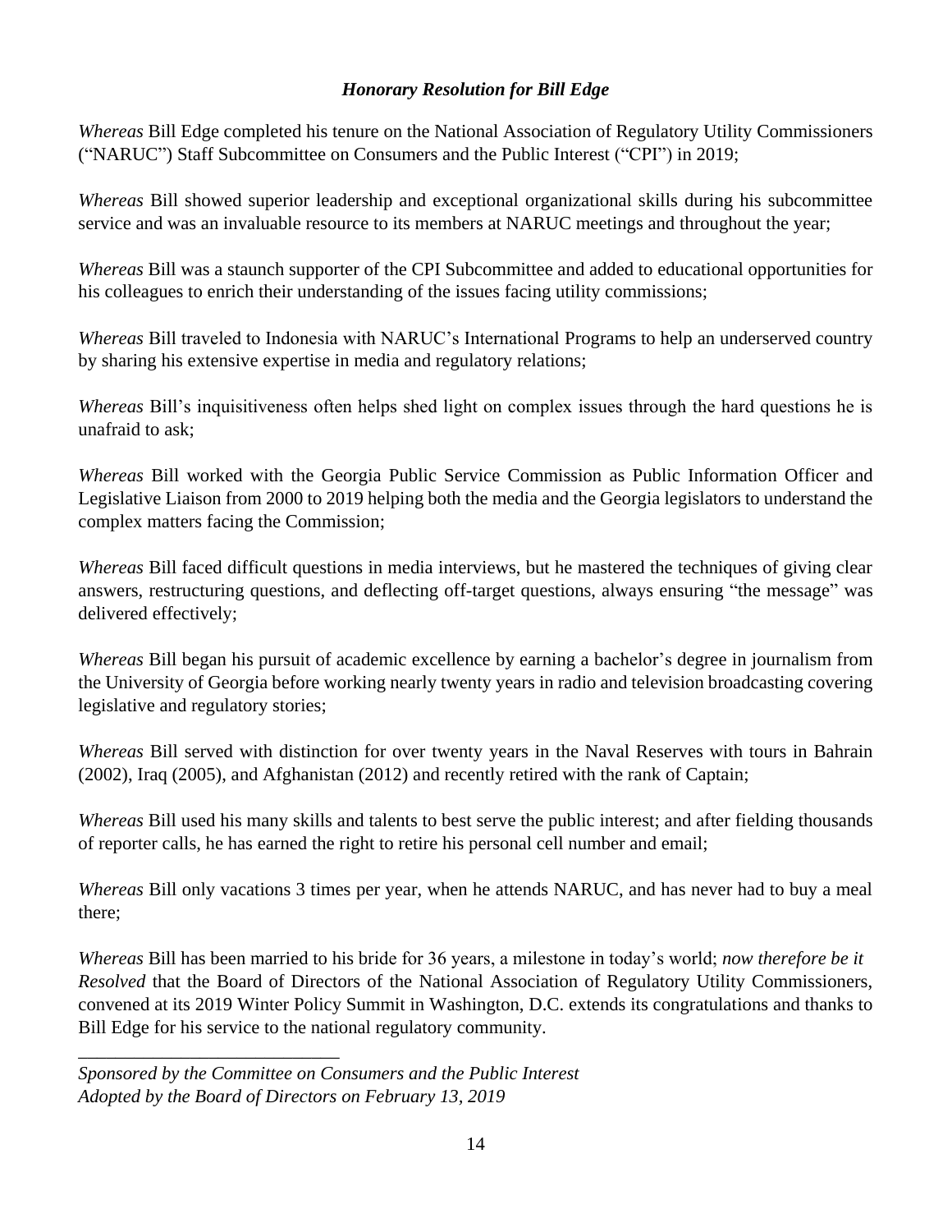### *Honorary Resolution for Bill Edge*

*Whereas* Bill Edge completed his tenure on the National Association of Regulatory Utility Commissioners ("NARUC") Staff Subcommittee on Consumers and the Public Interest ("CPI") in 2019;

*Whereas* Bill showed superior leadership and exceptional organizational skills during his subcommittee service and was an invaluable resource to its members at NARUC meetings and throughout the year;

*Whereas* Bill was a staunch supporter of the CPI Subcommittee and added to educational opportunities for his colleagues to enrich their understanding of the issues facing utility commissions;

*Whereas* Bill traveled to Indonesia with NARUC's International Programs to help an underserved country by sharing his extensive expertise in media and regulatory relations;

*Whereas* Bill's inquisitiveness often helps shed light on complex issues through the hard questions he is unafraid to ask;

*Whereas* Bill worked with the Georgia Public Service Commission as Public Information Officer and Legislative Liaison from 2000 to 2019 helping both the media and the Georgia legislators to understand the complex matters facing the Commission;

*Whereas* Bill faced difficult questions in media interviews, but he mastered the techniques of giving clear answers, restructuring questions, and deflecting off-target questions, always ensuring "the message" was delivered effectively;

*Whereas* Bill began his pursuit of academic excellence by earning a bachelor's degree in journalism from the University of Georgia before working nearly twenty years in radio and television broadcasting covering legislative and regulatory stories;

*Whereas* Bill served with distinction for over twenty years in the Naval Reserves with tours in Bahrain (2002), Iraq (2005), and Afghanistan (2012) and recently retired with the rank of Captain;

*Whereas* Bill used his many skills and talents to best serve the public interest; and after fielding thousands of reporter calls, he has earned the right to retire his personal cell number and email;

*Whereas* Bill only vacations 3 times per year, when he attends NARUC, and has never had to buy a meal there;

*Whereas* Bill has been married to his bride for 36 years, a milestone in today's world; *now therefore be it Resolved* that the Board of Directors of the National Association of Regulatory Utility Commissioners, convened at its 2019 Winter Policy Summit in Washington, D.C. extends its congratulations and thanks to Bill Edge for his service to the national regulatory community.

---

*Sponsored by the Committee on Consumers and the Public Interest*
*Adopted by the Board of Directors on February 13, 2019*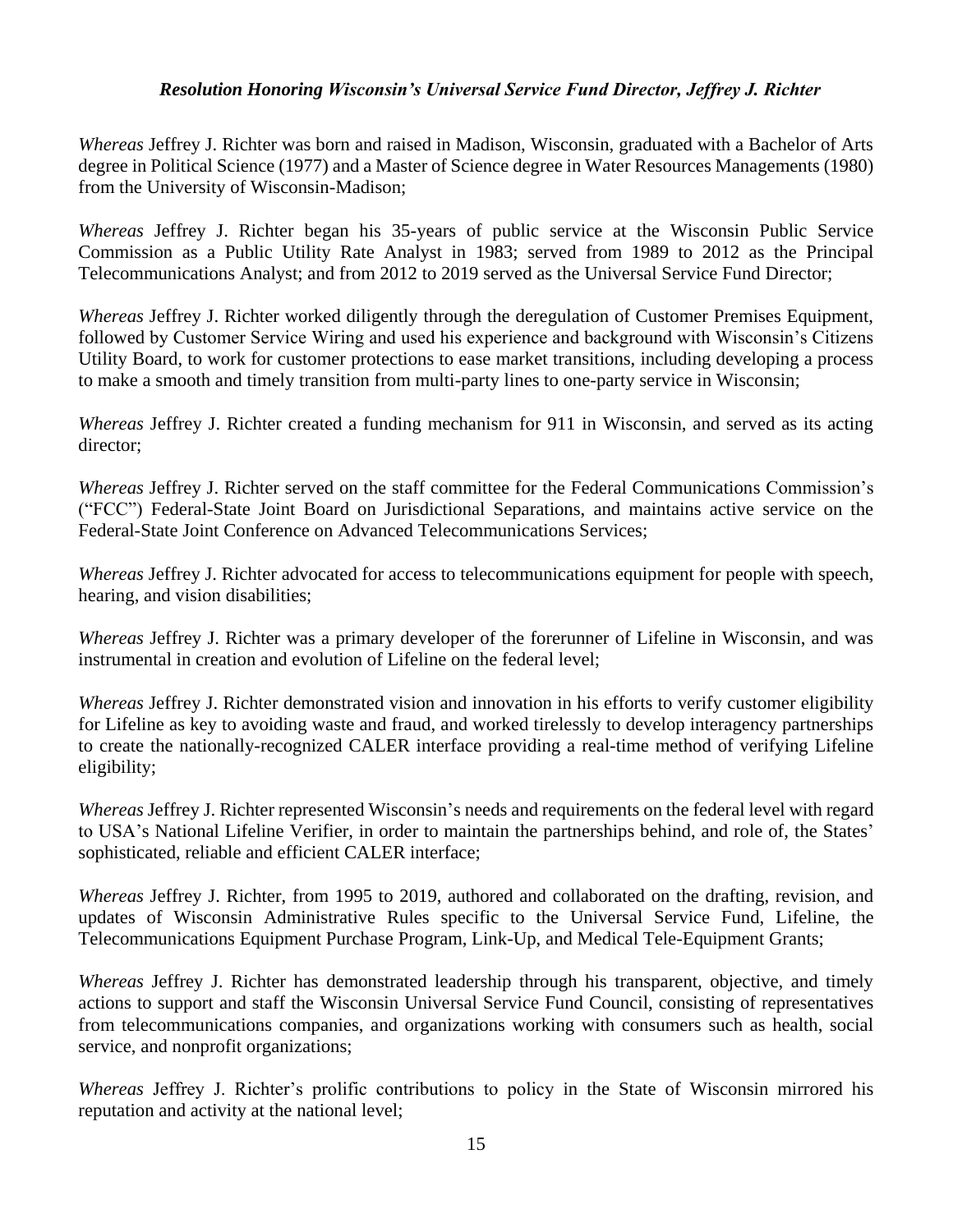***Resolution Honoring Wisconsin's Universal Service Fund Director, Jeffrey J. Richter***

*Whereas* Jeffrey J. Richter was born and raised in Madison, Wisconsin, graduated with a Bachelor of Arts degree in Political Science (1977) and a Master of Science degree in Water Resources Managements (1980) from the University of Wisconsin-Madison;

*Whereas* Jeffrey J. Richter began his 35-years of public service at the Wisconsin Public Service Commission as a Public Utility Rate Analyst in 1983; served from 1989 to 2012 as the Principal Telecommunications Analyst; and from 2012 to 2019 served as the Universal Service Fund Director;

*Whereas* Jeffrey J. Richter worked diligently through the deregulation of Customer Premises Equipment, followed by Customer Service Wiring and used his experience and background with Wisconsin's Citizens Utility Board, to work for customer protections to ease market transitions, including developing a process to make a smooth and timely transition from multi-party lines to one-party service in Wisconsin;

*Whereas* Jeffrey J. Richter created a funding mechanism for 911 in Wisconsin, and served as its acting director;

*Whereas* Jeffrey J. Richter served on the staff committee for the Federal Communications Commission's ("FCC") Federal-State Joint Board on Jurisdictional Separations, and maintains active service on the Federal-State Joint Conference on Advanced Telecommunications Services;

*Whereas* Jeffrey J. Richter advocated for access to telecommunications equipment for people with speech, hearing, and vision disabilities;

*Whereas* Jeffrey J. Richter was a primary developer of the forerunner of Lifeline in Wisconsin, and was instrumental in creation and evolution of Lifeline on the federal level;

*Whereas* Jeffrey J. Richter demonstrated vision and innovation in his efforts to verify customer eligibility for Lifeline as key to avoiding waste and fraud, and worked tirelessly to develop interagency partnerships to create the nationally-recognized CALER interface providing a real-time method of verifying Lifeline eligibility;

*Whereas* Jeffrey J. Richter represented Wisconsin's needs and requirements on the federal level with regard to USA's National Lifeline Verifier, in order to maintain the partnerships behind, and role of, the States' sophisticated, reliable and efficient CALER interface;

*Whereas* Jeffrey J. Richter, from 1995 to 2019, authored and collaborated on the drafting, revision, and updates of Wisconsin Administrative Rules specific to the Universal Service Fund, Lifeline, the Telecommunications Equipment Purchase Program, Link-Up, and Medical Tele-Equipment Grants;

*Whereas* Jeffrey J. Richter has demonstrated leadership through his transparent, objective, and timely actions to support and staff the Wisconsin Universal Service Fund Council, consisting of representatives from telecommunications companies, and organizations working with consumers such as health, social service, and nonprofit organizations;

*Whereas* Jeffrey J. Richter's prolific contributions to policy in the State of Wisconsin mirrored his reputation and activity at the national level;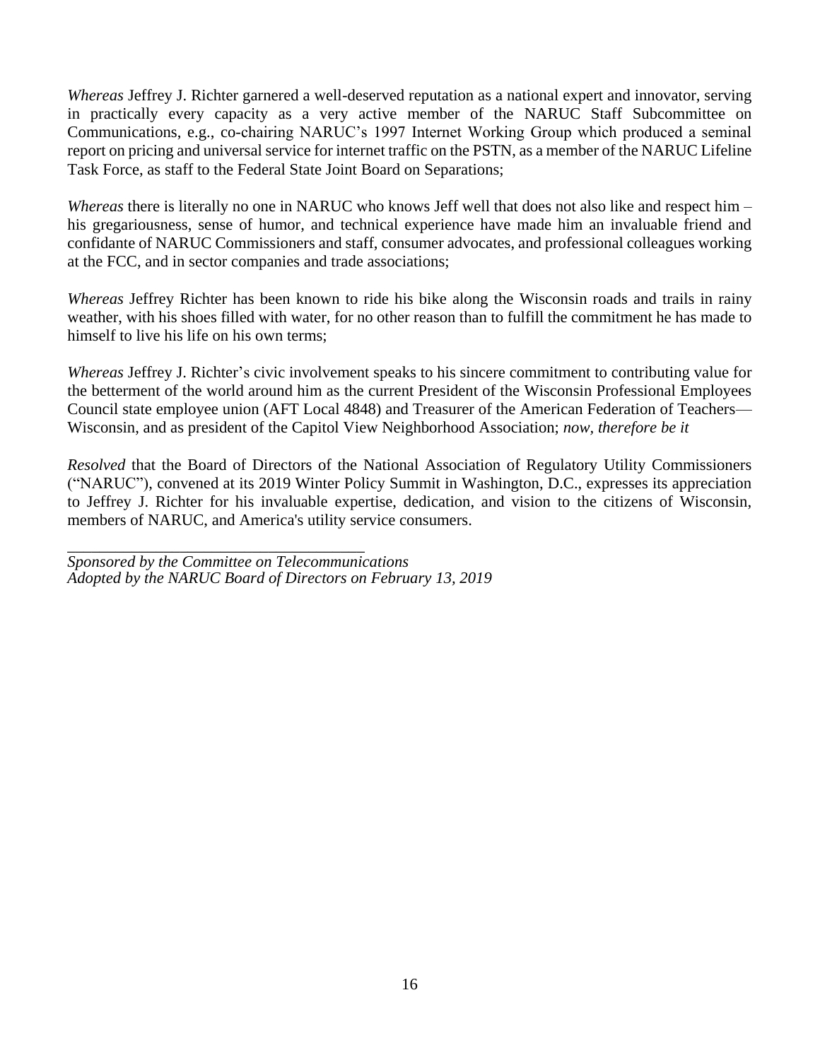*Whereas* Jeffrey J. Richter garnered a well-deserved reputation as a national expert and innovator, serving in practically every capacity as a very active member of the NARUC Staff Subcommittee on Communications, e.g., co-chairing NARUC's 1997 Internet Working Group which produced a seminal report on pricing and universal service for internet traffic on the PSTN, as a member of the NARUC Lifeline Task Force, as staff to the Federal State Joint Board on Separations;

*Whereas* there is literally no one in NARUC who knows Jeff well that does not also like and respect him – his gregariousness, sense of humor, and technical experience have made him an invaluable friend and confidante of NARUC Commissioners and staff, consumer advocates, and professional colleagues working at the FCC, and in sector companies and trade associations;

*Whereas* Jeffrey Richter has been known to ride his bike along the Wisconsin roads and trails in rainy weather, with his shoes filled with water, for no other reason than to fulfill the commitment he has made to himself to live his life on his own terms;

*Whereas* Jeffrey J. Richter's civic involvement speaks to his sincere commitment to contributing value for the betterment of the world around him as the current President of the Wisconsin Professional Employees Council state employee union (AFT Local 4848) and Treasurer of the American Federation of Teachers—Wisconsin, and as president of the Capitol View Neighborhood Association; *now, therefore be it*

*Resolved* that the Board of Directors of the National Association of Regulatory Utility Commissioners ("NARUC"), convened at its 2019 Winter Policy Summit in Washington, D.C., expresses its appreciation to Jeffrey J. Richter for his invaluable expertise, dedication, and vision to the citizens of Wisconsin, members of NARUC, and America's utility service consumers.

\_\_\_\_\_\_\_\_\_\_\_\_\_\_\_\_\_\_\_\_\_\_\_\_\_\_\_\_\_\_\_\_\_\_\_\_\_\_

*Sponsored by the Committee on Telecommunications*
*Adopted by the NARUC Board of Directors on February 13, 2019*